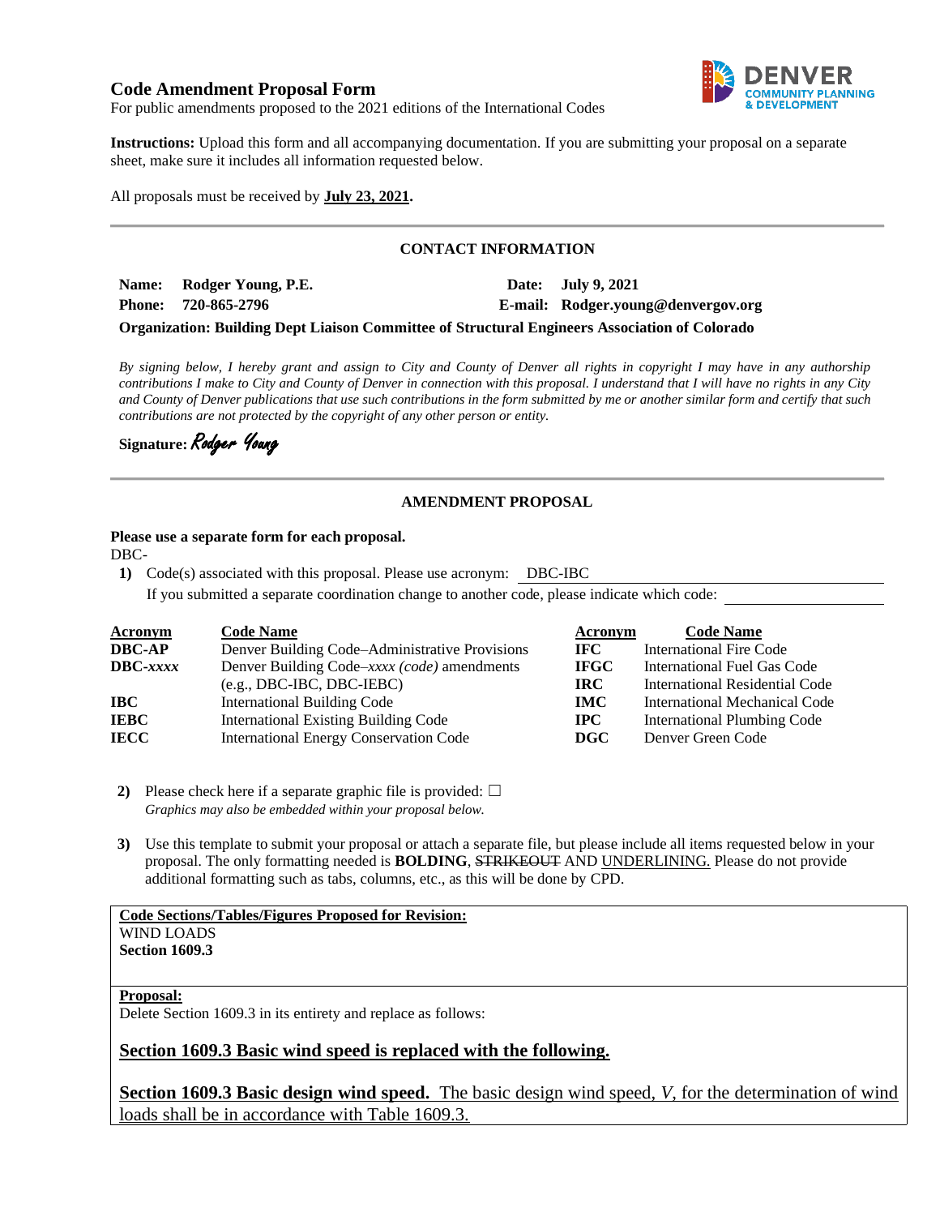## Code Amendment Proposal Form

For public amendments proposed to the 2021 editions of the International Codes

**Instructions:** Upload this form and all accompanying documentation. If you are submitting your proposal on a separate sheet, make sure it includes all information requested below.

All proposals must be received by **July 23, 2021.**

---

### CONTACT INFORMATION

**Name:** **Rodger Young, P.E.** **Date:** **July 9, 2021**
**Phone:** **720-865-2796** **E-mail:** **Rodger.young@denvergov.org**
**Organization: Building Dept Liaison Committee of Structural Engineers Association of Colorado**

*By signing below, I hereby grant and assign to City and County of Denver all rights in copyright I may have in any authorship contributions I make to City and County of Denver in connection with this proposal. I understand that I will have no rights in any City and County of Denver publications that use such contributions in the form submitted by me or another similar form and certify that such contributions are not protected by the copyright of any other person or entity.*

**Signature:** *Rodger Young*

---

### AMENDMENT PROPOSAL

**Please use a separate form for each proposal.**
DBC-

1) Code(s) associated with this proposal. Please use acronym: DBC-IBC
 If you submitted a separate coordination change to another code, please indicate which code:

| Acronym | Code Name | Acronym | Code Name |
|---|---|---|---|
| **DBC-AP** | Denver Building Code–Administrative Provisions | **IFC** | International Fire Code |
| **DBC-*xxxx*** | Denver Building Code–*xxxx (code)* amendments (e.g., DBC-IBC, DBC-IEBC) | **IFGC** | International Fuel Gas Code |
| | | **IRC** | International Residential Code |
| **IBC** | International Building Code | **IMC** | International Mechanical Code |
| **IEBC** | International Existing Building Code | **IPC** | International Plumbing Code |
| **IECC** | International Energy Conservation Code | **DGC** | Denver Green Code |

2) Please check here if a separate graphic file is provided: ☐
 *Graphics may also be embedded within your proposal below.*

3) Use this template to submit your proposal or attach a separate file, but please include all items requested below in your proposal. The only formatting needed is **BOLDING**, ~~STRIKEOUT~~ AND <u>UNDERLINING.</u> Please do not provide additional formatting such as tabs, columns, etc., as this will be done by CPD.

**<u>Code Sections/Tables/Figures Proposed for Revision:</u>**
WIND LOADS
**Section 1609.3**

**<u>Proposal:</u>**
Delete Section 1609.3 in its entirety and replace as follows:

**<u>Section 1609.3 Basic wind speed is replaced with the following.</u>**

<u>**Section 1609.3 Basic design wind speed.** The basic design wind speed, *V*, for the determination of wind loads shall be in accordance with Table 1609.3.</u>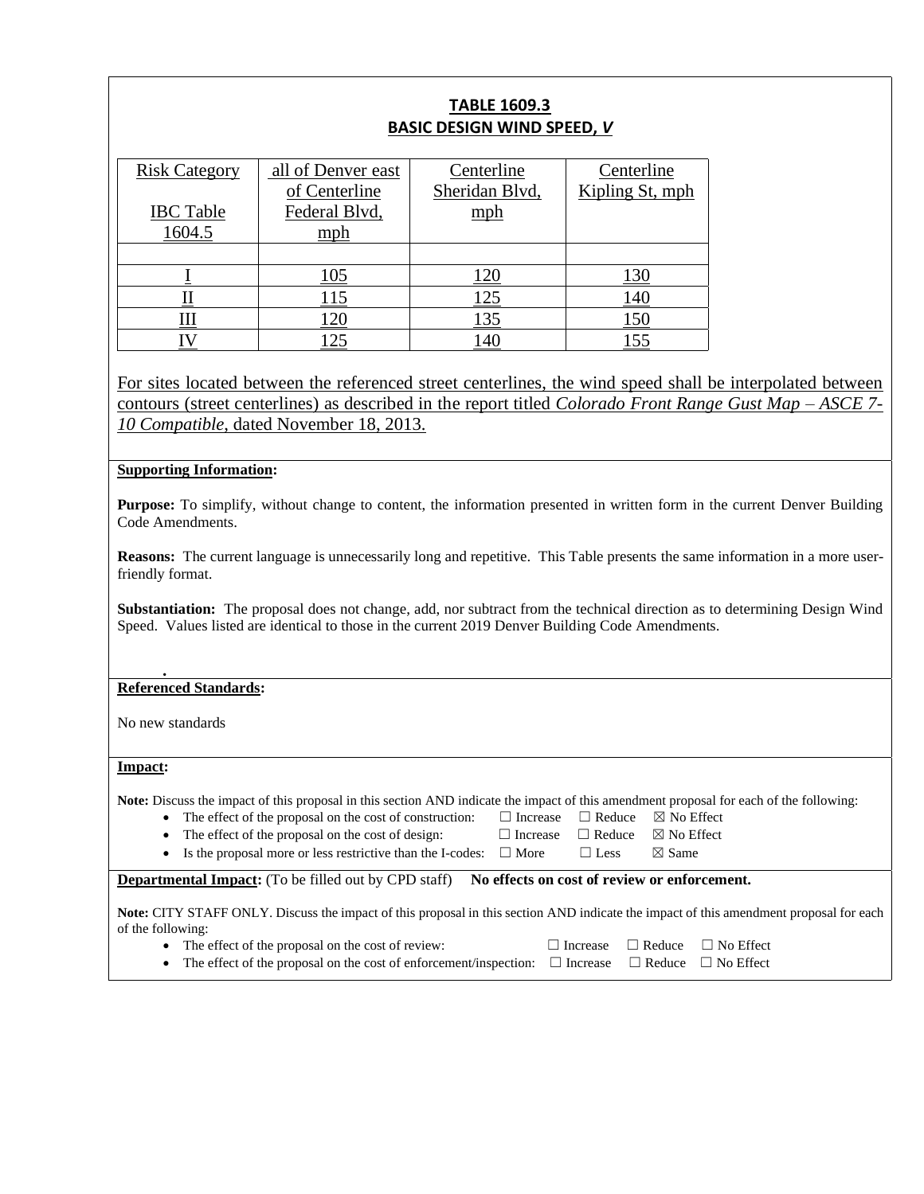**TABLE 1609.3**
**BASIC DESIGN WIND SPEED, *V***

| Risk Category<br><br>IBC Table 1604.5 | all of Denver east of Centerline Federal Blvd, mph | Centerline Sheridan Blvd, mph | Centerline Kipling St, mph |
|---|---|---|---|
| | | | |
| I | 105 | 120 | 130 |
| II | 115 | 125 | 140 |
| III | 120 | 135 | 150 |
| IV | 125 | 140 | 155 |

For sites located between the referenced street centerlines, the wind speed shall be interpolated between contours (street centerlines) as described in the report titled *Colorado Front Range Gust Map – ASCE 7-10 Compatible*, dated November 18, 2013.

**Supporting Information:**

**Purpose:** To simplify, without change to content, the information presented in written form in the current Denver Building Code Amendments.

**Reasons:** The current language is unnecessarily long and repetitive. This Table presents the same information in a more user-friendly format.

**Substantiation:** The proposal does not change, add, nor subtract from the technical direction as to determining Design Wind Speed. Values listed are identical to those in the current 2019 Denver Building Code Amendments.

.

**Referenced Standards:**

No new standards

**Impact:**

**Note:** Discuss the impact of this proposal in this section AND indicate the impact of this amendment proposal for each of the following:

- The effect of the proposal on the cost of construction: ☐ Increase ☐ Reduce ☒ No Effect
- The effect of the proposal on the cost of design: ☐ Increase ☐ Reduce ☒ No Effect
- Is the proposal more or less restrictive than the I-codes: ☐ More ☐ Less ☒ Same

**Departmental Impact:** (To be filled out by CPD staff) **No effects on cost of review or enforcement.**

**Note:** CITY STAFF ONLY. Discuss the impact of this proposal in this section AND indicate the impact of this amendment proposal for each of the following:

- The effect of the proposal on the cost of review: ☐ Increase ☐ Reduce ☐ No Effect
- The effect of the proposal on the cost of enforcement/inspection: ☐ Increase ☐ Reduce ☐ No Effect